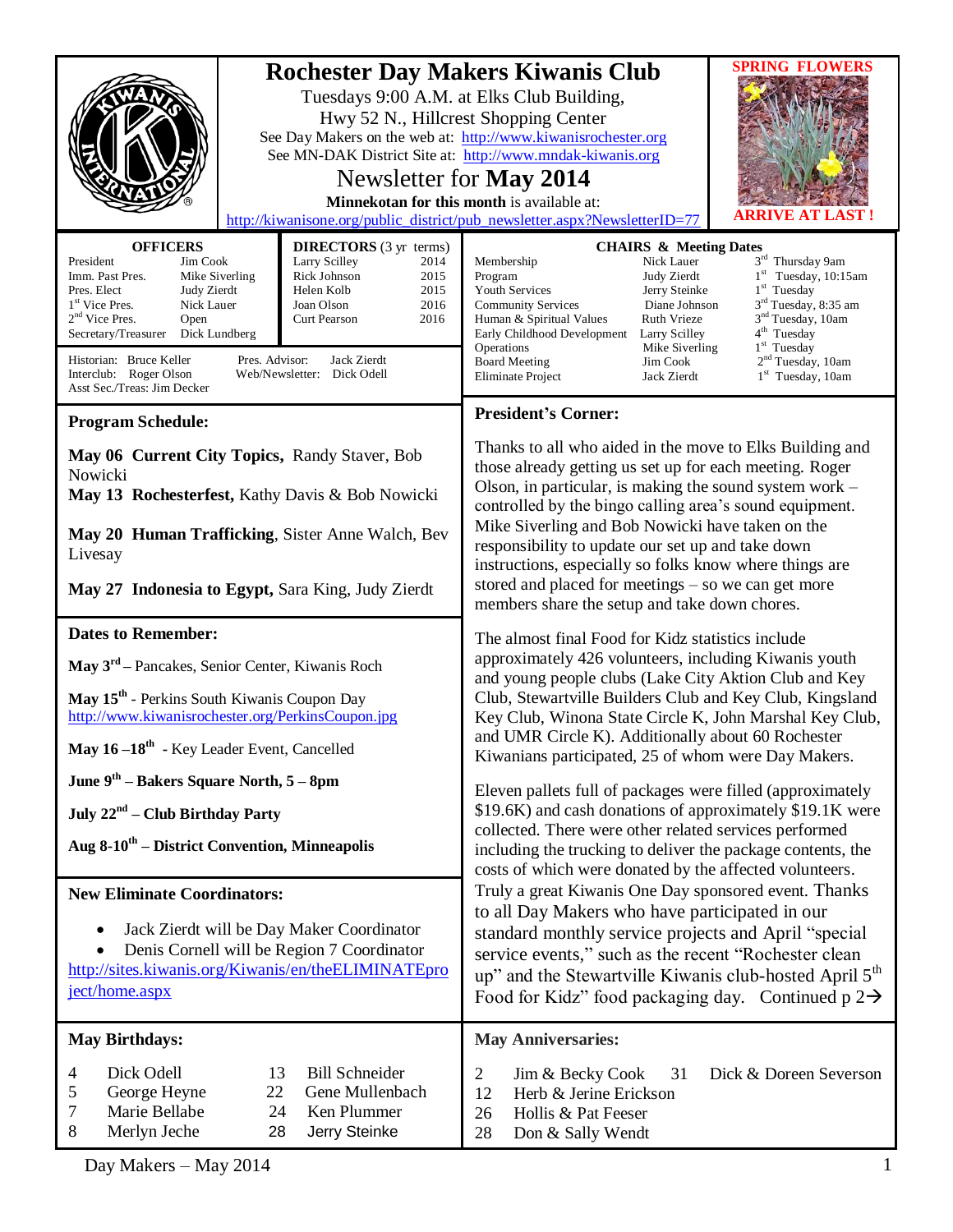# Rochester Day Makers Kiwanis Club

Tuesdays 9:00 A.M. at Elks Club Building,
Hwy 52 N., Hillcrest Shopping Center

See Day Makers on the web at: http://www.kiwanisrochester.org
See MN-DAK District Site at: http://www.mndak-kiwanis.org

## Newsletter for **May 2014**

**Minnekotan for this month** is available at:
http://kiwanisone.org/public_district/pub_newsletter.aspx?NewsletterID=77

**SPRING FLOWERS**

**ARRIVE AT LAST !**

### OFFICERS

| | |
|---|---|
| President | Jim Cook |
| Imm. Past Pres. | Mike Siverling |
| Pres. Elect | Judy Zierdt |
| 1st Vice Pres. | Nick Lauer |
| 2nd Vice Pres. | Open |
| Secretary/Treasurer | Dick Lundberg |

### DIRECTORS (3 yr terms)

| | |
|---|---|
| Larry Scilley | 2014 |
| Rick Johnson | 2015 |
| Helen Kolb | 2015 |
| Joan Olson | 2016 |
| Curt Pearson | 2016 |

Historian: Bruce Keller
Interclub: Roger Olson
Asst Sec./Treas: Jim Decker
Pres. Advisor: Jack Zierdt
Web/Newsletter: Dick Odell

### CHAIRS & Meeting Dates

| | | |
|---|---|---|
| Membership | Nick Lauer | 3rd Thursday 9am |
| Program | Judy Zierdt | 1st Tuesday, 10:15am |
| Youth Services | Jerry Steinke | 1st Tuesday |
| Community Services | Diane Johnson | 3rd Tuesday, 8:35 am |
| Human & Spiritual Values | Ruth Vrieze | 3rd Tuesday, 10am |
| Early Childhood Development | Larry Scilley | 4th Tuesday |
| Operations | Mike Siverling | 1st Tuesday |
| Board Meeting | Jim Cook | 2nd Tuesday, 10am |
| Eliminate Project | Jack Zierdt | 1st Tuesday, 10am |

### Program Schedule:

**May 06 Current City Topics,** Randy Staver, Bob Nowicki

**May 13 Rochesterfest,** Kathy Davis & Bob Nowicki

**May 20 Human Trafficking**, Sister Anne Walch, Bev Livesay

**May 27 Indonesia to Egypt,** Sara King, Judy Zierdt

### Dates to Remember:

**May 3rd –** Pancakes, Senior Center, Kiwanis Roch

**May 15th** - Perkins South Kiwanis Coupon Day
http://www.kiwanisrochester.org/PerkinsCoupon.jpg

**May 16 –18th** - Key Leader Event, Cancelled

**June 9th – Bakers Square North, 5 – 8pm**

**July 22nd – Club Birthday Party**

**Aug 8-10th – District Convention, Minneapolis**

### New Eliminate Coordinators:

- Jack Zierdt will be Day Maker Coordinator
- Denis Cornell will be Region 7 Coordinator

http://sites.kiwanis.org/Kiwanis/en/theELIMINATEproject/home.aspx

### President's Corner:

Thanks to all who aided in the move to Elks Building and those already getting us set up for each meeting. Roger Olson, in particular, is making the sound system work – controlled by the bingo calling area's sound equipment. Mike Siverling and Bob Nowicki have taken on the responsibility to update our set up and take down instructions, especially so folks know where things are stored and placed for meetings – so we can get more members share the setup and take down chores.

The almost final Food for Kidz statistics include approximately 426 volunteers, including Kiwanis youth and young people clubs (Lake City Aktion Club and Key Club, Stewartville Builders Club and Key Club, Kingsland Key Club, Winona State Circle K, John Marshal Key Club, and UMR Circle K). Additionally about 60 Rochester Kiwanians participated, 25 of whom were Day Makers.

Eleven pallets full of packages were filled (approximately \$19.6K) and cash donations of approximately \$19.1K were collected. There were other related services performed including the trucking to deliver the package contents, the costs of which were donated by the affected volunteers. Truly a great Kiwanis One Day sponsored event. Thanks to all Day Makers who have participated in our standard monthly service projects and April "special service events," such as the recent "Rochester clean up" and the Stewartville Kiwanis club-hosted April 5th Food for Kidz" food packaging day. Continued p 2→

### May Birthdays:

| | | | |
|---|---|---|---|
| 4 | Dick Odell | 13 | Bill Schneider |
| 5 | George Heyne | 22 | Gene Mullenbach |
| 7 | Marie Bellabe | 24 | Ken Plummer |
| 8 | Merlyn Jeche | 28 | Jerry Steinke |

### May Anniversaries:

| | |
|---|---|
| 2 | Jim & Becky Cook |
| 12 | Herb & Jerine Erickson |
| 26 | Hollis & Pat Feeser |
| 28 | Don & Sally Wendt |
| 31 | Dick & Doreen Severson |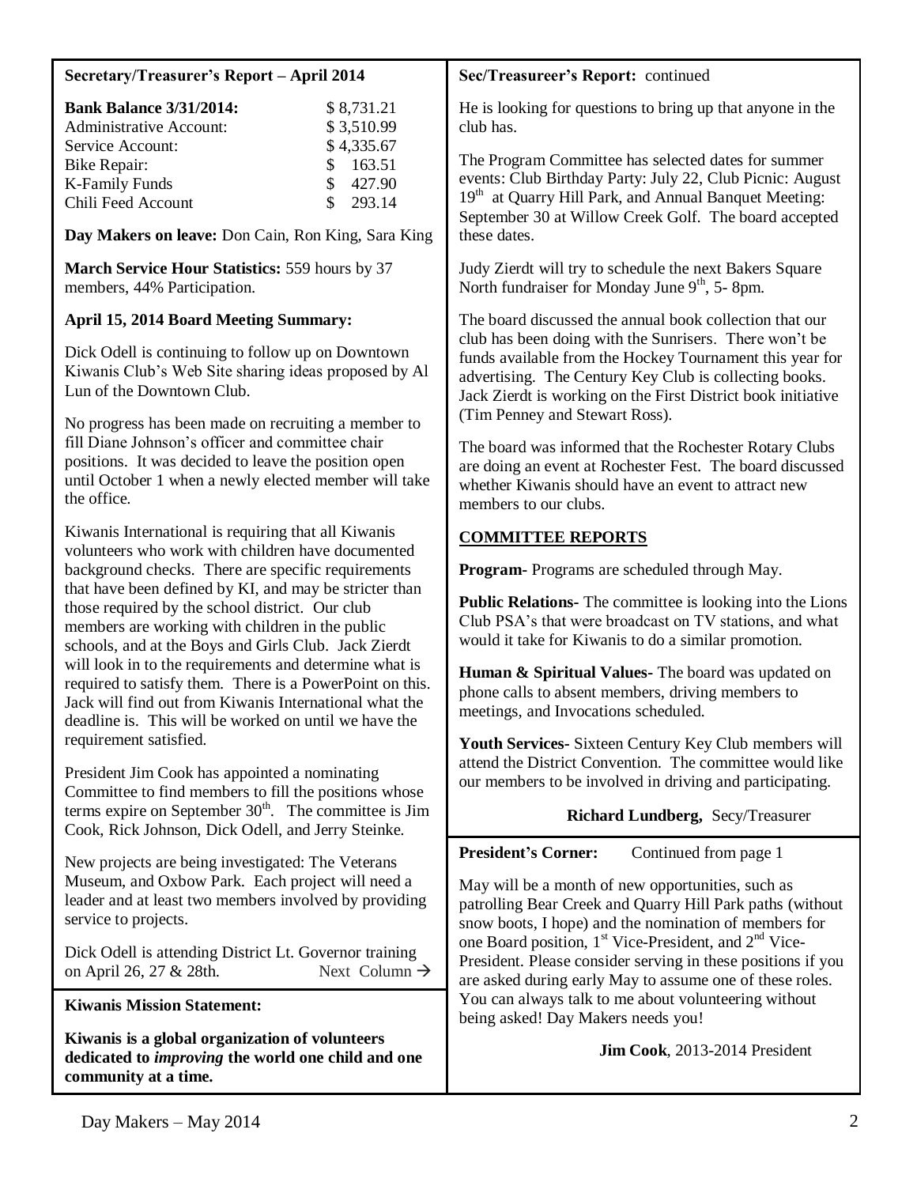**Secretary/Treasurer's Report – April 2014**

| | |
|---|---|
| **Bank Balance 3/31/2014:** | $ 8,731.21 |
| Administrative Account: | $ 3,510.99 |
| Service Account: | $ 4,335.67 |
| Bike Repair: | $ 163.51 |
| K-Family Funds | $ 427.90 |
| Chili Feed Account | $ 293.14 |

**Day Makers on leave:** Don Cain, Ron King, Sara King

**March Service Hour Statistics:** 559 hours by 37 members, 44% Participation.

**April 15, 2014 Board Meeting Summary:**

Dick Odell is continuing to follow up on Downtown Kiwanis Club's Web Site sharing ideas proposed by Al Lun of the Downtown Club.

No progress has been made on recruiting a member to fill Diane Johnson's officer and committee chair positions. It was decided to leave the position open until October 1 when a newly elected member will take the office.

Kiwanis International is requiring that all Kiwanis volunteers who work with children have documented background checks. There are specific requirements that have been defined by KI, and may be stricter than those required by the school district. Our club members are working with children in the public schools, and at the Boys and Girls Club. Jack Zierdt will look in to the requirements and determine what is required to satisfy them. There is a PowerPoint on this. Jack will find out from Kiwanis International what the deadline is. This will be worked on until we have the requirement satisfied.

President Jim Cook has appointed a nominating Committee to find members to fill the positions whose terms expire on September 30th. The committee is Jim Cook, Rick Johnson, Dick Odell, and Jerry Steinke.

New projects are being investigated: The Veterans Museum, and Oxbow Park. Each project will need a leader and at least two members involved by providing service to projects.

Dick Odell is attending District Lt. Governor training on April 26, 27 & 28th. Next Column →

**Sec/Treasureer's Report:** continued

He is looking for questions to bring up that anyone in the club has.

The Program Committee has selected dates for summer events: Club Birthday Party: July 22, Club Picnic: August 19th at Quarry Hill Park, and Annual Banquet Meeting: September 30 at Willow Creek Golf. The board accepted these dates.

Judy Zierdt will try to schedule the next Bakers Square North fundraiser for Monday June 9th, 5- 8pm.

The board discussed the annual book collection that our club has been doing with the Sunrisers. There won't be funds available from the Hockey Tournament this year for advertising. The Century Key Club is collecting books. Jack Zierdt is working on the First District book initiative (Tim Penney and Stewart Ross).

The board was informed that the Rochester Rotary Clubs are doing an event at Rochester Fest. The board discussed whether Kiwanis should have an event to attract new members to our clubs.

**COMMITTEE REPORTS**

**Program-** Programs are scheduled through May.

**Public Relations-** The committee is looking into the Lions Club PSA's that were broadcast on TV stations, and what would it take for Kiwanis to do a similar promotion.

**Human & Spiritual Values-** The board was updated on phone calls to absent members, driving members to meetings, and Invocations scheduled.

**Youth Services-** Sixteen Century Key Club members will attend the District Convention. The committee would like our members to be involved in driving and participating.

**Richard Lundberg,** Secy/Treasurer

**Kiwanis Mission Statement:**

**Kiwanis is a global organization of volunteers dedicated to *improving* the world one child and one community at a time.**

**President's Corner:** Continued from page 1

May will be a month of new opportunities, such as patrolling Bear Creek and Quarry Hill Park paths (without snow boots, I hope) and the nomination of members for one Board position, 1st Vice-President, and 2nd Vice-President. Please consider serving in these positions if you are asked during early May to assume one of these roles. You can always talk to me about volunteering without being asked! Day Makers needs you!

**Jim Cook**, 2013-2014 President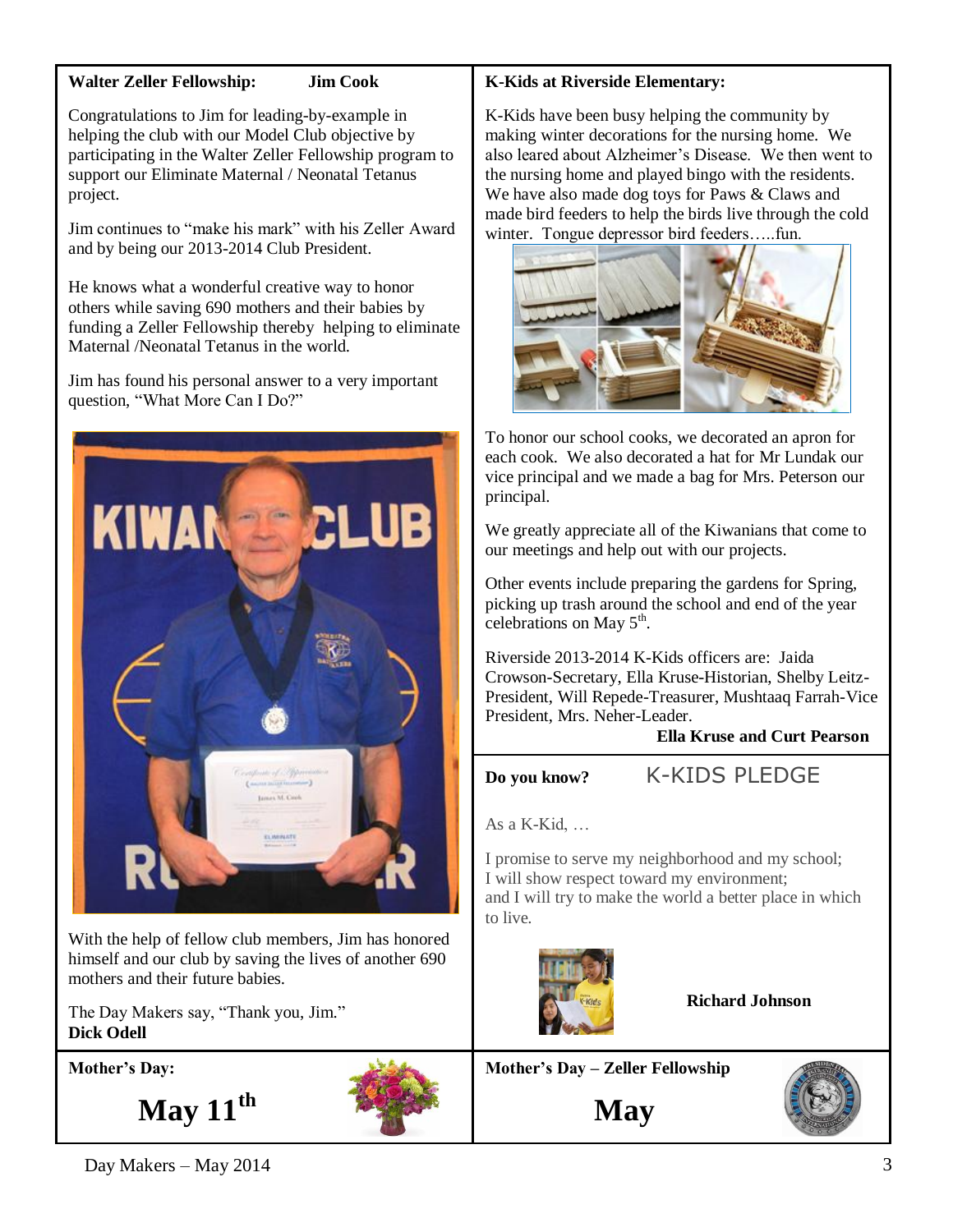**Walter Zeller Fellowship: Jim Cook**

Congratulations to Jim for leading-by-example in helping the club with our Model Club objective by participating in the Walter Zeller Fellowship program to support our Eliminate Maternal / Neonatal Tetanus project.

Jim continues to "make his mark" with his Zeller Award and by being our 2013-2014 Club President.

He knows what a wonderful creative way to honor others while saving 690 mothers and their babies by funding a Zeller Fellowship thereby helping to eliminate Maternal /Neonatal Tetanus in the world.

Jim has found his personal answer to a very important question, "What More Can I Do?"

With the help of fellow club members, Jim has honored himself and our club by saving the lives of another 690 mothers and their future babies.

The Day Makers say, "Thank you, Jim."
**Dick Odell**

**K-Kids at Riverside Elementary:**

K-Kids have been busy helping the community by making winter decorations for the nursing home. We also leared about Alzheimer's Disease. We then went to the nursing home and played bingo with the residents. We have also made dog toys for Paws & Claws and made bird feeders to help the birds live through the cold winter. Tongue depressor bird feeders…..fun.

To honor our school cooks, we decorated an apron for each cook. We also decorated a hat for Mr Lundak our vice principal and we made a bag for Mrs. Peterson our principal.

We greatly appreciate all of the Kiwanians that come to our meetings and help out with our projects.

Other events include preparing the gardens for Spring, picking up trash around the school and end of the year celebrations on May 5th.

Riverside 2013-2014 K-Kids officers are: Jaida Crowson-Secretary, Ella Kruse-Historian, Shelby Leitz-President, Will Repede-Treasurer, Mushtaaq Farrah-Vice President, Mrs. Neher-Leader.

**Ella Kruse and Curt Pearson**

**Do you know?** K-KIDS PLEDGE

As a K-Kid, …

I promise to serve my neighborhood and my school;
I will show respect toward my environment;
and I will try to make the world a better place in which to live.

**Richard Johnson**

**Mother's Day:**

**May 11th**

**Mother's Day – Zeller Fellowship**

**May**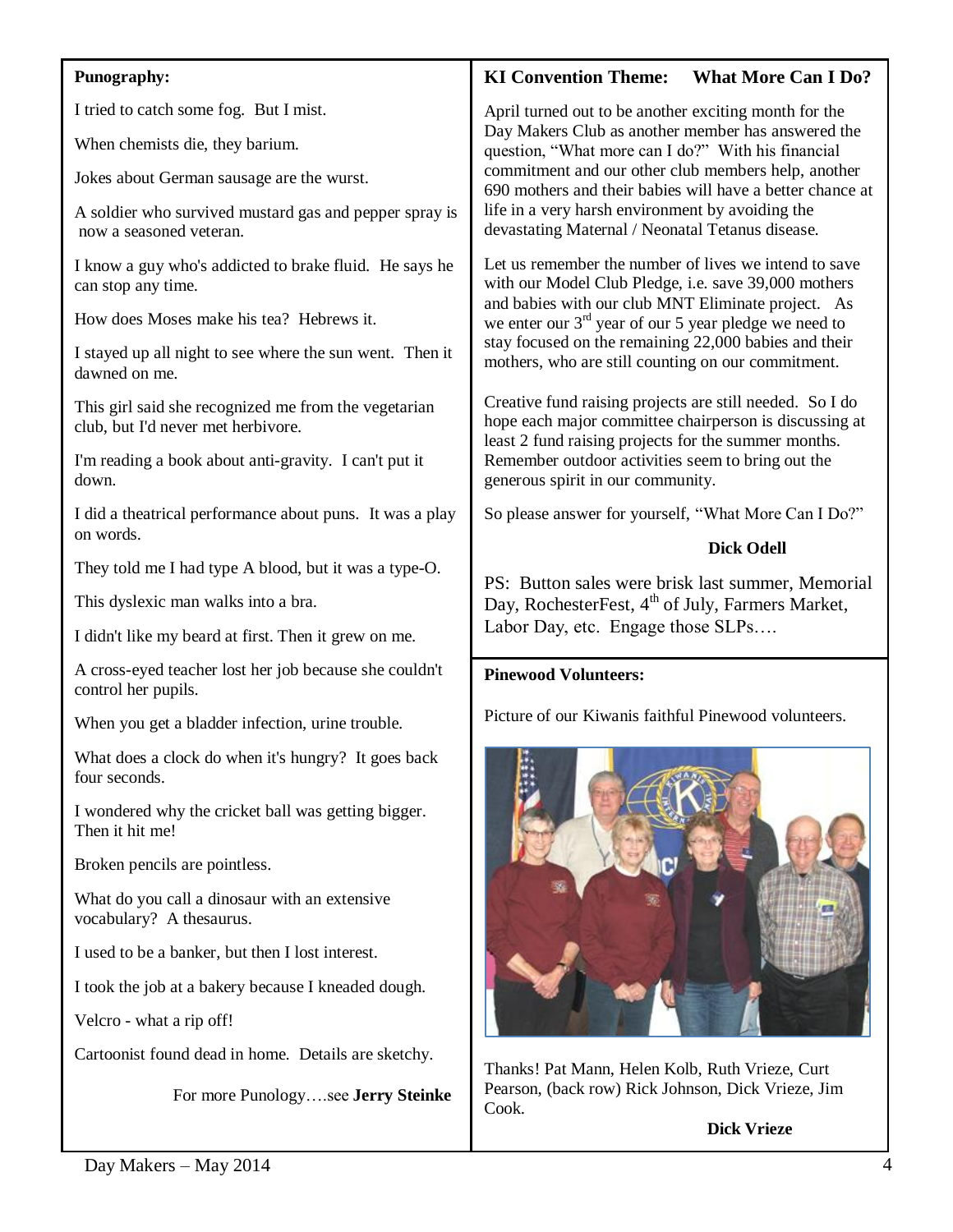**Punography:**

I tried to catch some fog. But I mist.

When chemists die, they barium.

Jokes about German sausage are the wurst.

A soldier who survived mustard gas and pepper spray is now a seasoned veteran.

I know a guy who's addicted to brake fluid. He says he can stop any time.

How does Moses make his tea? Hebrews it.

I stayed up all night to see where the sun went. Then it dawned on me.

This girl said she recognized me from the vegetarian club, but I'd never met herbivore.

I'm reading a book about anti-gravity. I can't put it down.

I did a theatrical performance about puns. It was a play on words.

They told me I had type A blood, but it was a type-O.

This dyslexic man walks into a bra.

I didn't like my beard at first. Then it grew on me.

A cross-eyed teacher lost her job because she couldn't control her pupils.

When you get a bladder infection, urine trouble.

What does a clock do when it's hungry? It goes back four seconds.

I wondered why the cricket ball was getting bigger. Then it hit me!

Broken pencils are pointless.

What do you call a dinosaur with an extensive vocabulary? A thesaurus.

I used to be a banker, but then I lost interest.

I took the job at a bakery because I kneaded dough.

Velcro - what a rip off!

Cartoonist found dead in home. Details are sketchy.

For more Punology….see **Jerry Steinke**

**KI Convention Theme: What More Can I Do?**

April turned out to be another exciting month for the Day Makers Club as another member has answered the question, "What more can I do?" With his financial commitment and our other club members help, another 690 mothers and their babies will have a better chance at life in a very harsh environment by avoiding the devastating Maternal / Neonatal Tetanus disease.

Let us remember the number of lives we intend to save with our Model Club Pledge, i.e. save 39,000 mothers and babies with our club MNT Eliminate project. As we enter our 3rd year of our 5 year pledge we need to stay focused on the remaining 22,000 babies and their mothers, who are still counting on our commitment.

Creative fund raising projects are still needed. So I do hope each major committee chairperson is discussing at least 2 fund raising projects for the summer months. Remember outdoor activities seem to bring out the generous spirit in our community.

So please answer for yourself, "What More Can I Do?"

**Dick Odell**

PS: Button sales were brisk last summer, Memorial Day, RochesterFest, 4th of July, Farmers Market, Labor Day, etc. Engage those SLPs….

**Pinewood Volunteers:**

Picture of our Kiwanis faithful Pinewood volunteers.

Thanks! Pat Mann, Helen Kolb, Ruth Vrieze, Curt Pearson, (back row) Rick Johnson, Dick Vrieze, Jim Cook.

**Dick Vrieze**